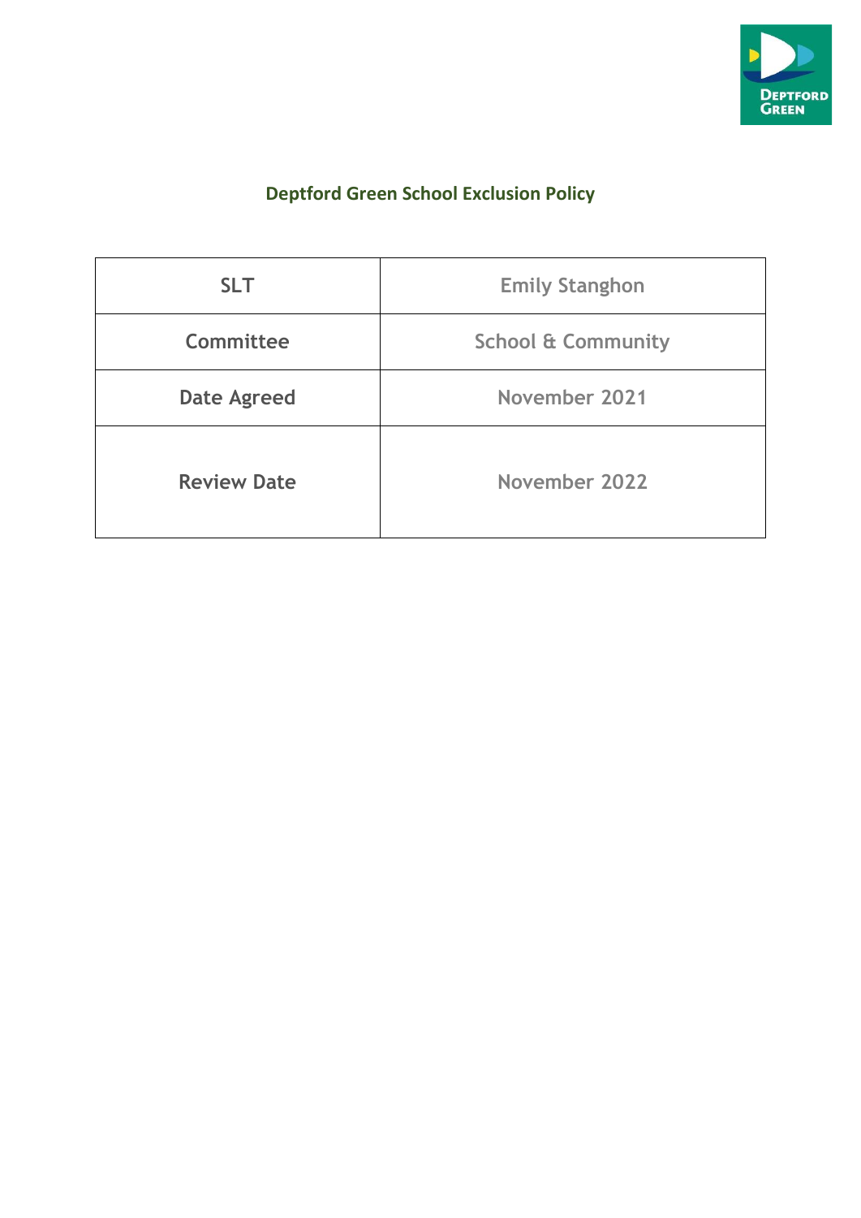# Deptford Green School Exclusion Policy

| SLT | Emily Stanghon |
|---|---|
| Committee | School & Community |
| Date Agreed | November 2021 |
| Review Date | November 2022 |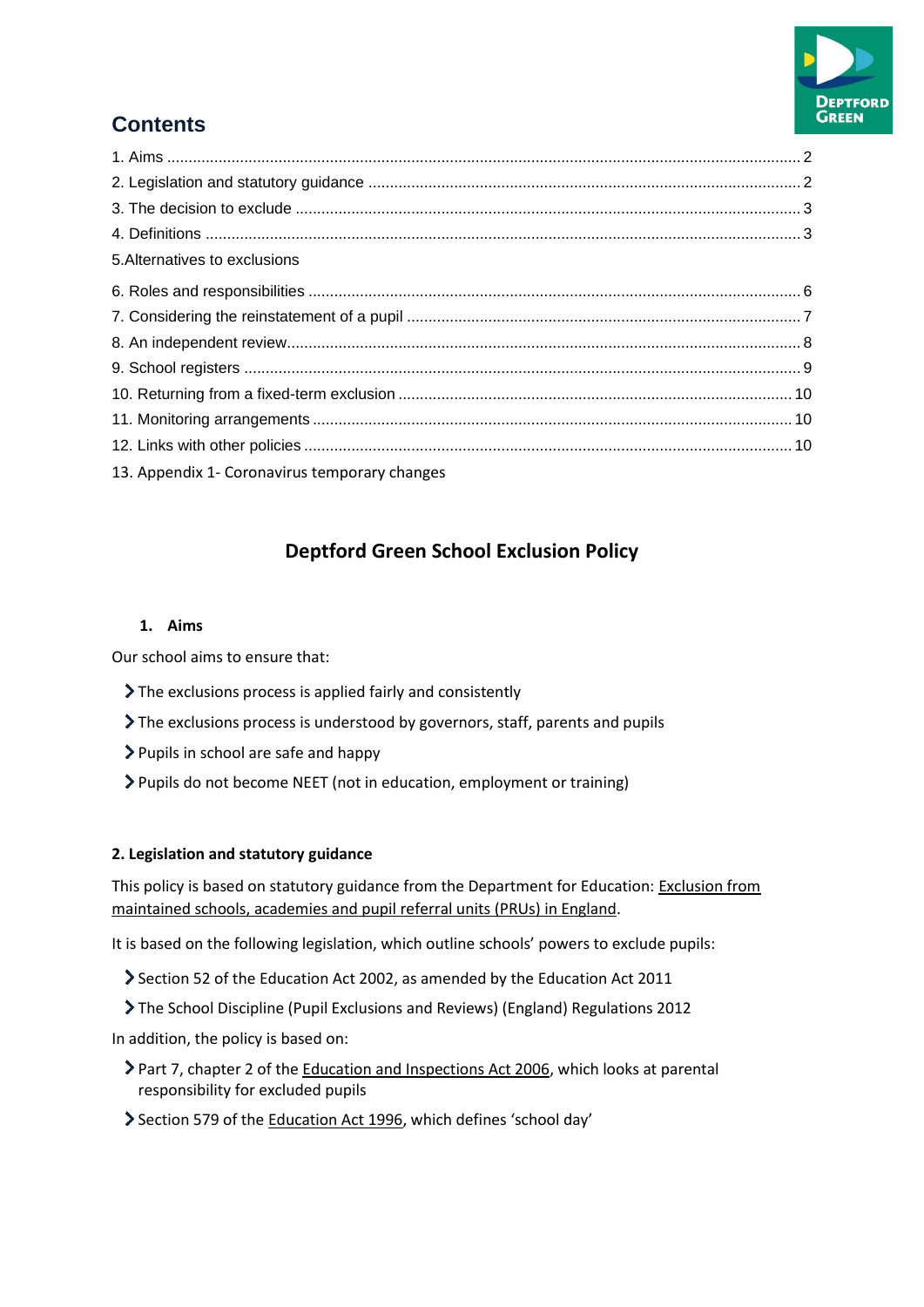## Contents

1. Aims .................................................................................................................................................. 2
2. Legislation and statutory guidance .................................................................................................... 2
3. The decision to exclude ..................................................................................................................... 3
4. Definitions .......................................................................................................................................... 3
5.Alternatives to exclusions
6. Roles and responsibilities ................................................................................................................. 6
7. Considering the reinstatement of a pupil ........................................................................................... 7
8. An independent review....................................................................................................................... 8
9. School registers ................................................................................................................................. 9
10. Returning from a fixed-term exclusion ........................................................................................... 10
11. Monitoring arrangements ............................................................................................................... 10
12. Links with other policies ................................................................................................................. 10
13. Appendix 1- Coronavirus temporary changes

# Deptford Green School Exclusion Policy

## 1. Aims

Our school aims to ensure that:

- The exclusions process is applied fairly and consistently
- The exclusions process is understood by governors, staff, parents and pupils
- Pupils in school are safe and happy
- Pupils do not become NEET (not in education, employment or training)

## 2. Legislation and statutory guidance

This policy is based on statutory guidance from the Department for Education: Exclusion from maintained schools, academies and pupil referral units (PRUs) in England.

It is based on the following legislation, which outline schools' powers to exclude pupils:

- Section 52 of the Education Act 2002, as amended by the Education Act 2011
- The School Discipline (Pupil Exclusions and Reviews) (England) Regulations 2012

In addition, the policy is based on:

- Part 7, chapter 2 of the Education and Inspections Act 2006, which looks at parental responsibility for excluded pupils
- Section 579 of the Education Act 1996, which defines 'school day'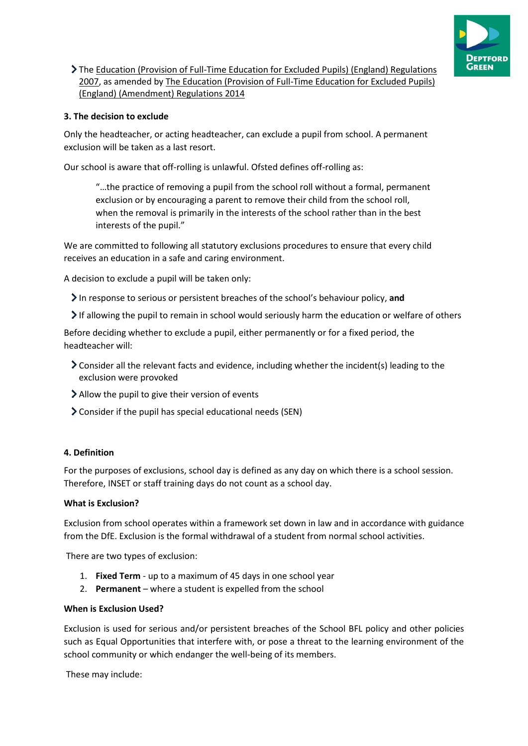- The Education (Provision of Full-Time Education for Excluded Pupils) (England) Regulations 2007, as amended by The Education (Provision of Full-Time Education for Excluded Pupils) (England) (Amendment) Regulations 2014

**3. The decision to exclude**

Only the headteacher, or acting headteacher, can exclude a pupil from school. A permanent exclusion will be taken as a last resort.

Our school is aware that off-rolling is unlawful. Ofsted defines off-rolling as:

> "…the practice of removing a pupil from the school roll without a formal, permanent exclusion or by encouraging a parent to remove their child from the school roll, when the removal is primarily in the interests of the school rather than in the best interests of the pupil."

We are committed to following all statutory exclusions procedures to ensure that every child receives an education in a safe and caring environment.

A decision to exclude a pupil will be taken only:

- In response to serious or persistent breaches of the school's behaviour policy, **and**
- If allowing the pupil to remain in school would seriously harm the education or welfare of others

Before deciding whether to exclude a pupil, either permanently or for a fixed period, the headteacher will:

- Consider all the relevant facts and evidence, including whether the incident(s) leading to the exclusion were provoked
- Allow the pupil to give their version of events
- Consider if the pupil has special educational needs (SEN)

**4. Definition**

For the purposes of exclusions, school day is defined as any day on which there is a school session. Therefore, INSET or staff training days do not count as a school day.

**What is Exclusion?**

Exclusion from school operates within a framework set down in law and in accordance with guidance from the DfE. Exclusion is the formal withdrawal of a student from normal school activities.

There are two types of exclusion:

1. **Fixed Term** - up to a maximum of 45 days in one school year
2. **Permanent** – where a student is expelled from the school

**When is Exclusion Used?**

Exclusion is used for serious and/or persistent breaches of the School BFL policy and other policies such as Equal Opportunities that interfere with, or pose a threat to the learning environment of the school community or which endanger the well-being of its members.

These may include: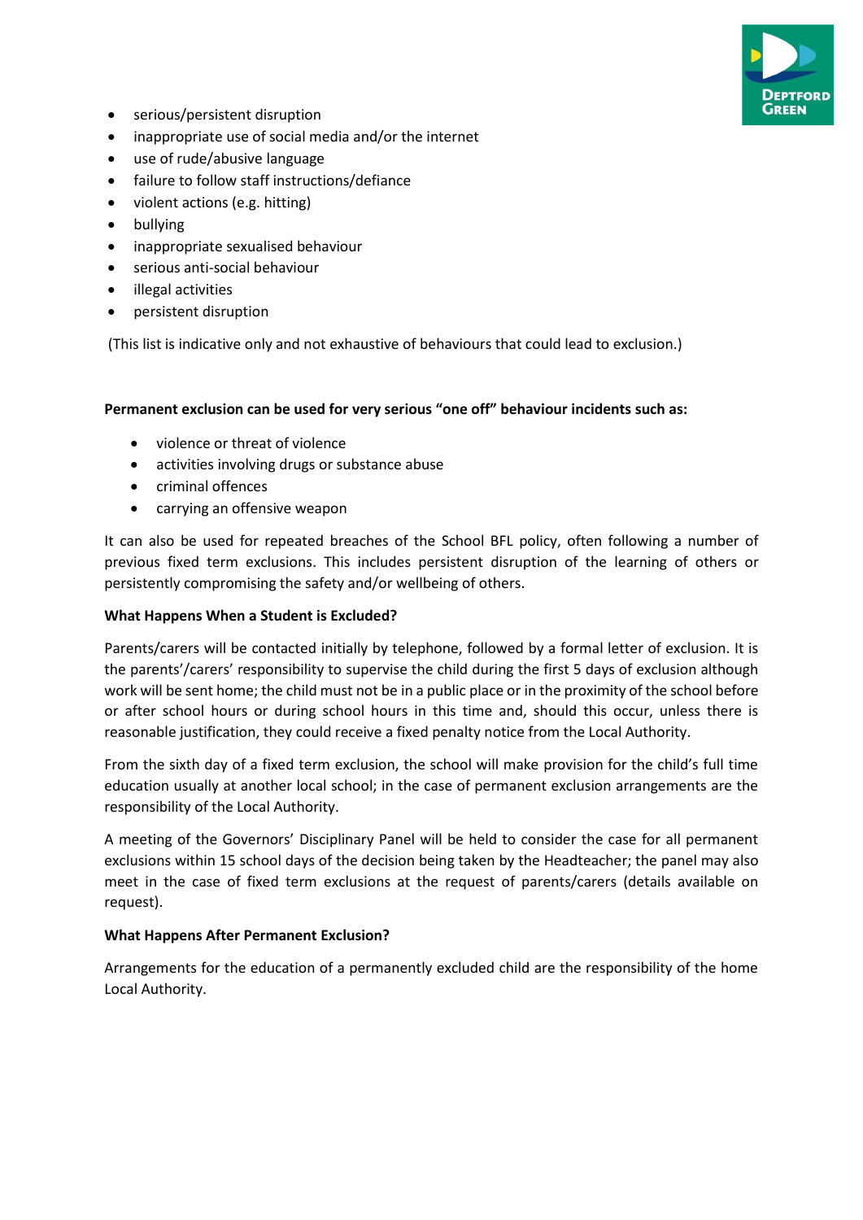- serious/persistent disruption
- inappropriate use of social media and/or the internet
- use of rude/abusive language
- failure to follow staff instructions/defiance
- violent actions (e.g. hitting)
- bullying
- inappropriate sexualised behaviour
- serious anti-social behaviour
- illegal activities
- persistent disruption

(This list is indicative only and not exhaustive of behaviours that could lead to exclusion.)

**Permanent exclusion can be used for very serious "one off" behaviour incidents such as:**

- violence or threat of violence
- activities involving drugs or substance abuse
- criminal offences
- carrying an offensive weapon

It can also be used for repeated breaches of the School BFL policy, often following a number of previous fixed term exclusions. This includes persistent disruption of the learning of others or persistently compromising the safety and/or wellbeing of others.

**What Happens When a Student is Excluded?**

Parents/carers will be contacted initially by telephone, followed by a formal letter of exclusion. It is the parents'/carers' responsibility to supervise the child during the first 5 days of exclusion although work will be sent home; the child must not be in a public place or in the proximity of the school before or after school hours or during school hours in this time and, should this occur, unless there is reasonable justification, they could receive a fixed penalty notice from the Local Authority.

From the sixth day of a fixed term exclusion, the school will make provision for the child's full time education usually at another local school; in the case of permanent exclusion arrangements are the responsibility of the Local Authority.

A meeting of the Governors' Disciplinary Panel will be held to consider the case for all permanent exclusions within 15 school days of the decision being taken by the Headteacher; the panel may also meet in the case of fixed term exclusions at the request of parents/carers (details available on request).

**What Happens After Permanent Exclusion?**

Arrangements for the education of a permanently excluded child are the responsibility of the home Local Authority.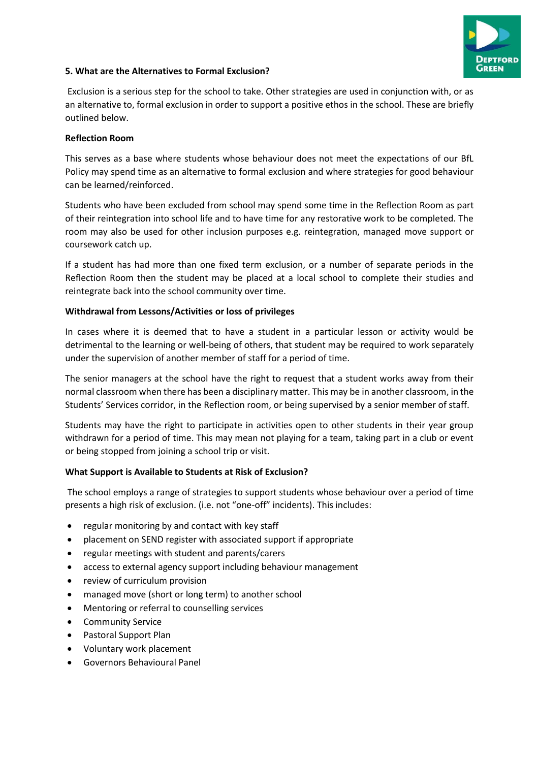## 5. What are the Alternatives to Formal Exclusion?

Exclusion is a serious step for the school to take. Other strategies are used in conjunction with, or as an alternative to, formal exclusion in order to support a positive ethos in the school. These are briefly outlined below.

### Reflection Room

This serves as a base where students whose behaviour does not meet the expectations of our BfL Policy may spend time as an alternative to formal exclusion and where strategies for good behaviour can be learned/reinforced.

Students who have been excluded from school may spend some time in the Reflection Room as part of their reintegration into school life and to have time for any restorative work to be completed. The room may also be used for other inclusion purposes e.g. reintegration, managed move support or coursework catch up.

If a student has had more than one fixed term exclusion, or a number of separate periods in the Reflection Room then the student may be placed at a local school to complete their studies and reintegrate back into the school community over time.

### Withdrawal from Lessons/Activities or loss of privileges

In cases where it is deemed that to have a student in a particular lesson or activity would be detrimental to the learning or well-being of others, that student may be required to work separately under the supervision of another member of staff for a period of time.

The senior managers at the school have the right to request that a student works away from their normal classroom when there has been a disciplinary matter. This may be in another classroom, in the Students' Services corridor, in the Reflection room, or being supervised by a senior member of staff.

Students may have the right to participate in activities open to other students in their year group withdrawn for a period of time. This may mean not playing for a team, taking part in a club or event or being stopped from joining a school trip or visit.

### What Support is Available to Students at Risk of Exclusion?

The school employs a range of strategies to support students whose behaviour over a period of time presents a high risk of exclusion. (i.e. not "one-off" incidents). This includes:

- regular monitoring by and contact with key staff
- placement on SEND register with associated support if appropriate
- regular meetings with student and parents/carers
- access to external agency support including behaviour management
- review of curriculum provision
- managed move (short or long term) to another school
- Mentoring or referral to counselling services
- Community Service
- Pastoral Support Plan
- Voluntary work placement
- Governors Behavioural Panel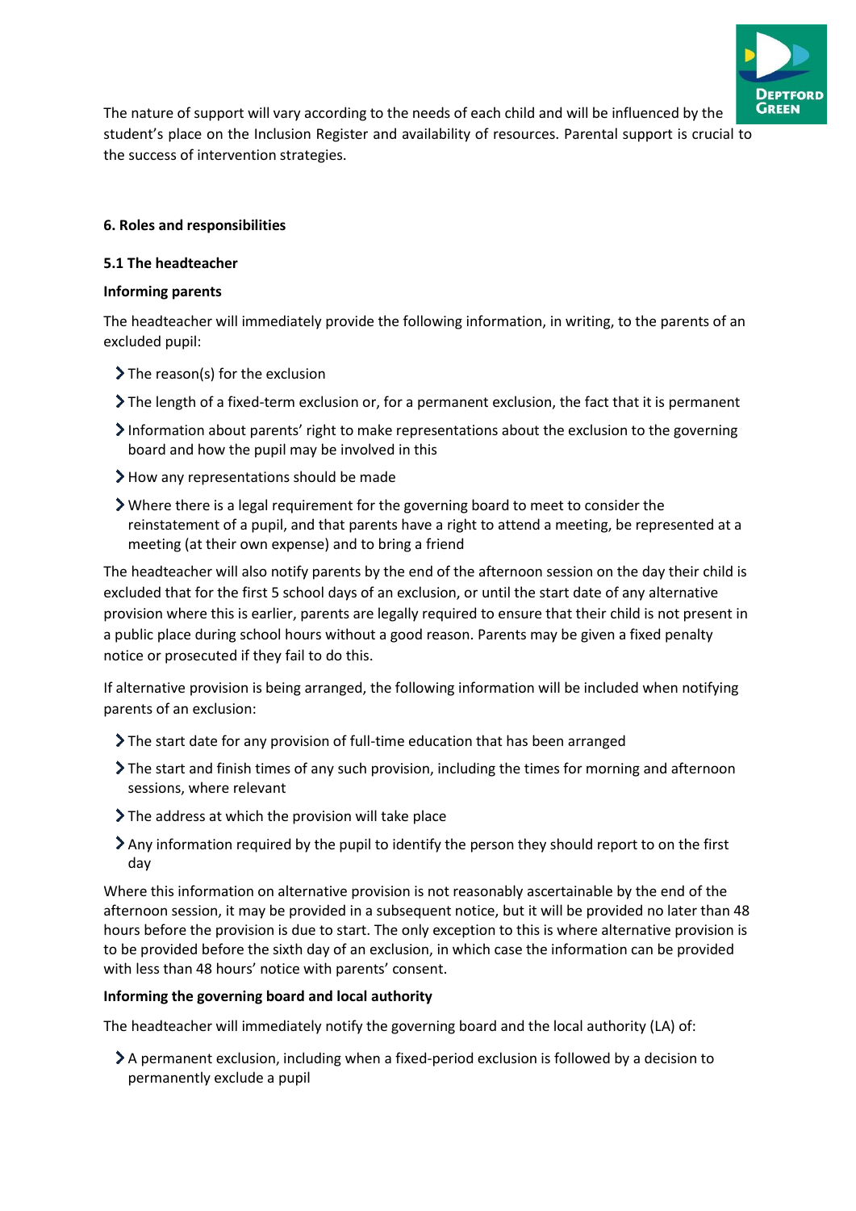The nature of support will vary according to the needs of each child and will be influenced by the student's place on the Inclusion Register and availability of resources. Parental support is crucial to the success of intervention strategies.

## 6. Roles and responsibilities

### 5.1 The headteacher

**Informing parents**

The headteacher will immediately provide the following information, in writing, to the parents of an excluded pupil:

- The reason(s) for the exclusion
- The length of a fixed-term exclusion or, for a permanent exclusion, the fact that it is permanent
- Information about parents' right to make representations about the exclusion to the governing board and how the pupil may be involved in this
- How any representations should be made
- Where there is a legal requirement for the governing board to meet to consider the reinstatement of a pupil, and that parents have a right to attend a meeting, be represented at a meeting (at their own expense) and to bring a friend

The headteacher will also notify parents by the end of the afternoon session on the day their child is excluded that for the first 5 school days of an exclusion, or until the start date of any alternative provision where this is earlier, parents are legally required to ensure that their child is not present in a public place during school hours without a good reason. Parents may be given a fixed penalty notice or prosecuted if they fail to do this.

If alternative provision is being arranged, the following information will be included when notifying parents of an exclusion:

- The start date for any provision of full-time education that has been arranged
- The start and finish times of any such provision, including the times for morning and afternoon sessions, where relevant
- The address at which the provision will take place
- Any information required by the pupil to identify the person they should report to on the first day

Where this information on alternative provision is not reasonably ascertainable by the end of the afternoon session, it may be provided in a subsequent notice, but it will be provided no later than 48 hours before the provision is due to start. The only exception to this is where alternative provision is to be provided before the sixth day of an exclusion, in which case the information can be provided with less than 48 hours' notice with parents' consent.

**Informing the governing board and local authority**

The headteacher will immediately notify the governing board and the local authority (LA) of:

- A permanent exclusion, including when a fixed-period exclusion is followed by a decision to permanently exclude a pupil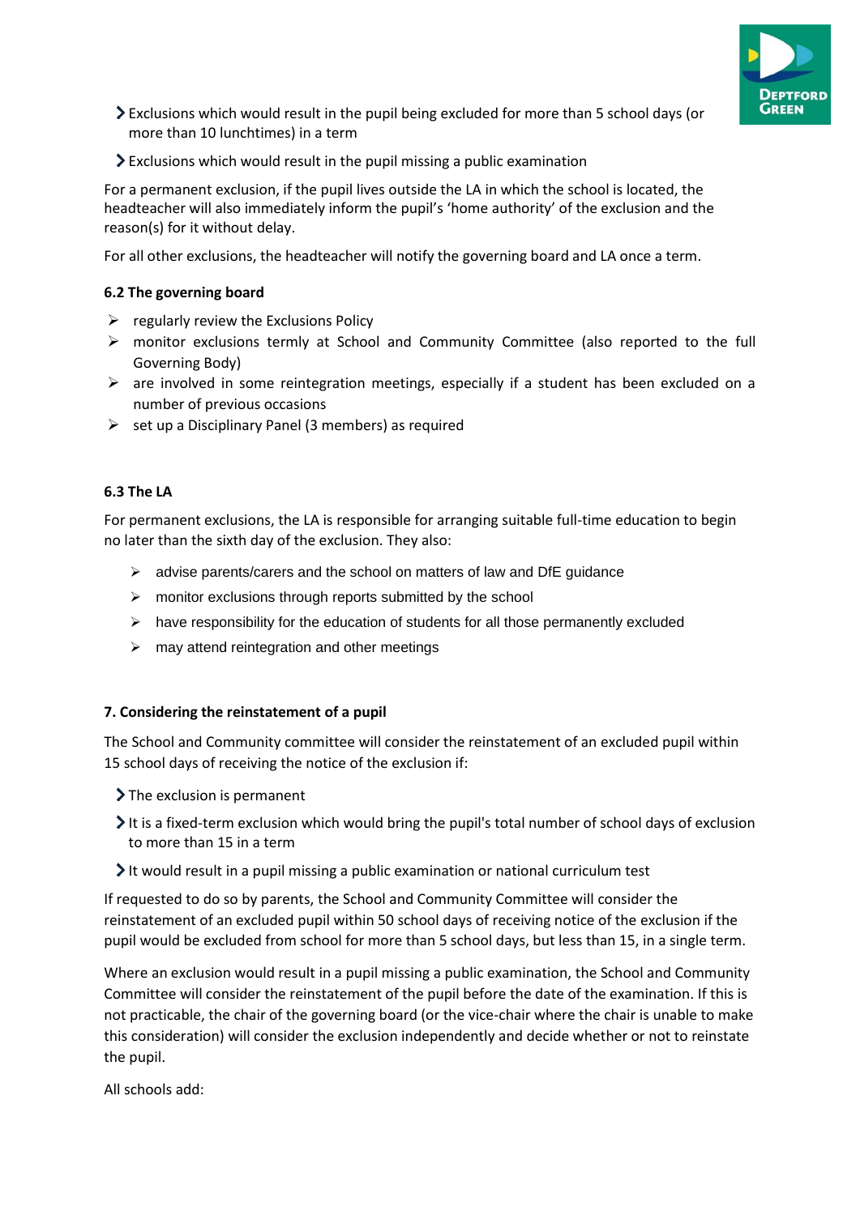- Exclusions which would result in the pupil being excluded for more than 5 school days (or more than 10 lunchtimes) in a term
- Exclusions which would result in the pupil missing a public examination

For a permanent exclusion, if the pupil lives outside the LA in which the school is located, the headteacher will also immediately inform the pupil's 'home authority' of the exclusion and the reason(s) for it without delay.

For all other exclusions, the headteacher will notify the governing board and LA once a term.

#### 6.2 The governing board

- regularly review the Exclusions Policy
- monitor exclusions termly at School and Community Committee (also reported to the full Governing Body)
- are involved in some reintegration meetings, especially if a student has been excluded on a number of previous occasions
- set up a Disciplinary Panel (3 members) as required

#### 6.3 The LA

For permanent exclusions, the LA is responsible for arranging suitable full-time education to begin no later than the sixth day of the exclusion. They also:

- advise parents/carers and the school on matters of law and DfE guidance
- monitor exclusions through reports submitted by the school
- have responsibility for the education of students for all those permanently excluded
- may attend reintegration and other meetings

### 7. Considering the reinstatement of a pupil

The School and Community committee will consider the reinstatement of an excluded pupil within 15 school days of receiving the notice of the exclusion if:

- The exclusion is permanent
- It is a fixed-term exclusion which would bring the pupil's total number of school days of exclusion to more than 15 in a term
- It would result in a pupil missing a public examination or national curriculum test

If requested to do so by parents, the School and Community Committee will consider the reinstatement of an excluded pupil within 50 school days of receiving notice of the exclusion if the pupil would be excluded from school for more than 5 school days, but less than 15, in a single term.

Where an exclusion would result in a pupil missing a public examination, the School and Community Committee will consider the reinstatement of the pupil before the date of the examination. If this is not practicable, the chair of the governing board (or the vice-chair where the chair is unable to make this consideration) will consider the exclusion independently and decide whether or not to reinstate the pupil.

All schools add: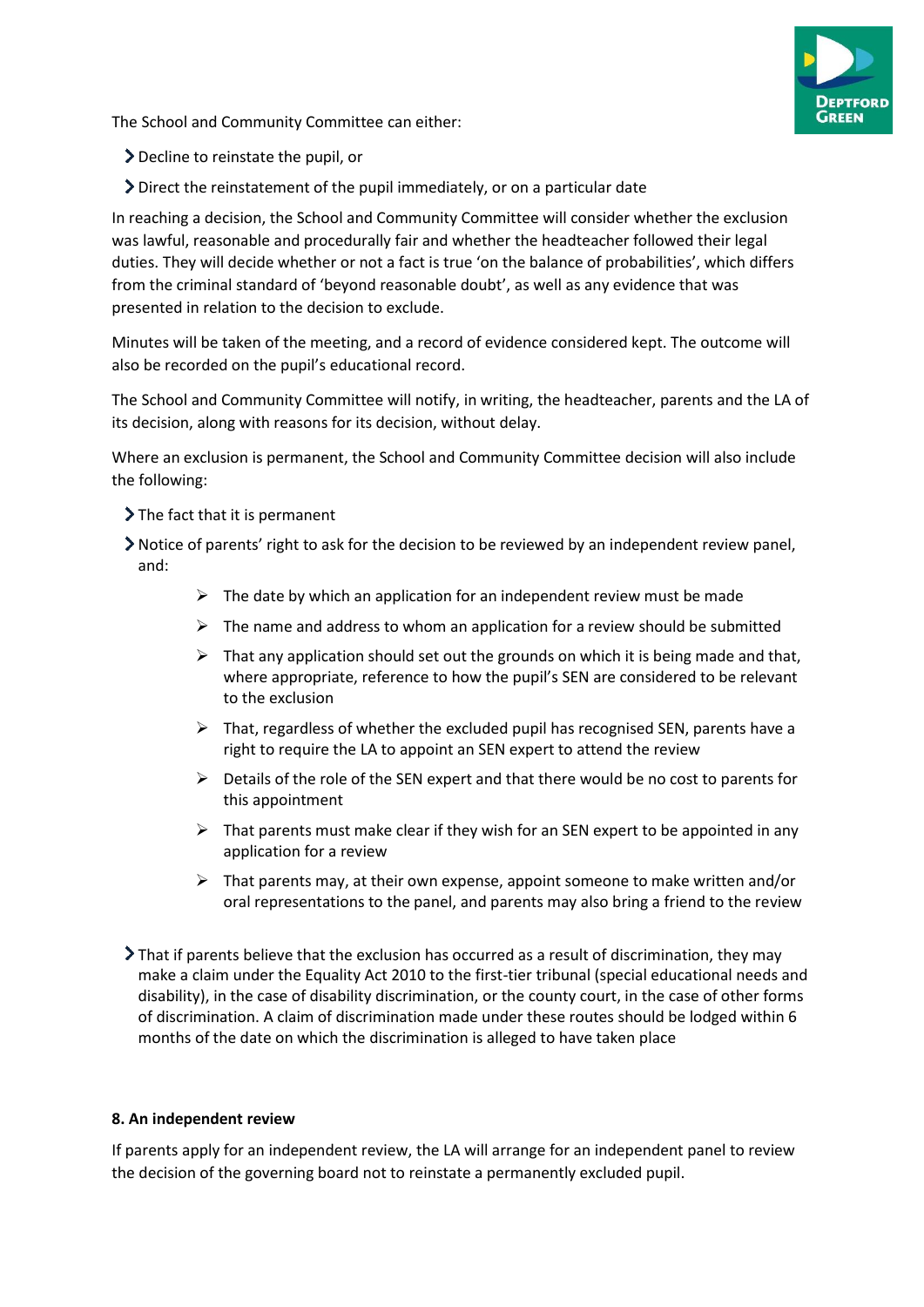The School and Community Committee can either:

- Decline to reinstate the pupil, or
- Direct the reinstatement of the pupil immediately, or on a particular date

In reaching a decision, the School and Community Committee will consider whether the exclusion was lawful, reasonable and procedurally fair and whether the headteacher followed their legal duties. They will decide whether or not a fact is true 'on the balance of probabilities', which differs from the criminal standard of 'beyond reasonable doubt', as well as any evidence that was presented in relation to the decision to exclude.

Minutes will be taken of the meeting, and a record of evidence considered kept. The outcome will also be recorded on the pupil's educational record.

The School and Community Committee will notify, in writing, the headteacher, parents and the LA of its decision, along with reasons for its decision, without delay.

Where an exclusion is permanent, the School and Community Committee decision will also include the following:

- The fact that it is permanent
- Notice of parents' right to ask for the decision to be reviewed by an independent review panel, and:
    - The date by which an application for an independent review must be made
    - The name and address to whom an application for a review should be submitted
    - That any application should set out the grounds on which it is being made and that, where appropriate, reference to how the pupil's SEN are considered to be relevant to the exclusion
    - That, regardless of whether the excluded pupil has recognised SEN, parents have a right to require the LA to appoint an SEN expert to attend the review
    - Details of the role of the SEN expert and that there would be no cost to parents for this appointment
    - That parents must make clear if they wish for an SEN expert to be appointed in any application for a review
    - That parents may, at their own expense, appoint someone to make written and/or oral representations to the panel, and parents may also bring a friend to the review
- That if parents believe that the exclusion has occurred as a result of discrimination, they may make a claim under the Equality Act 2010 to the first-tier tribunal (special educational needs and disability), in the case of disability discrimination, or the county court, in the case of other forms of discrimination. A claim of discrimination made under these routes should be lodged within 6 months of the date on which the discrimination is alleged to have taken place

**8. An independent review**

If parents apply for an independent review, the LA will arrange for an independent panel to review the decision of the governing board not to reinstate a permanently excluded pupil.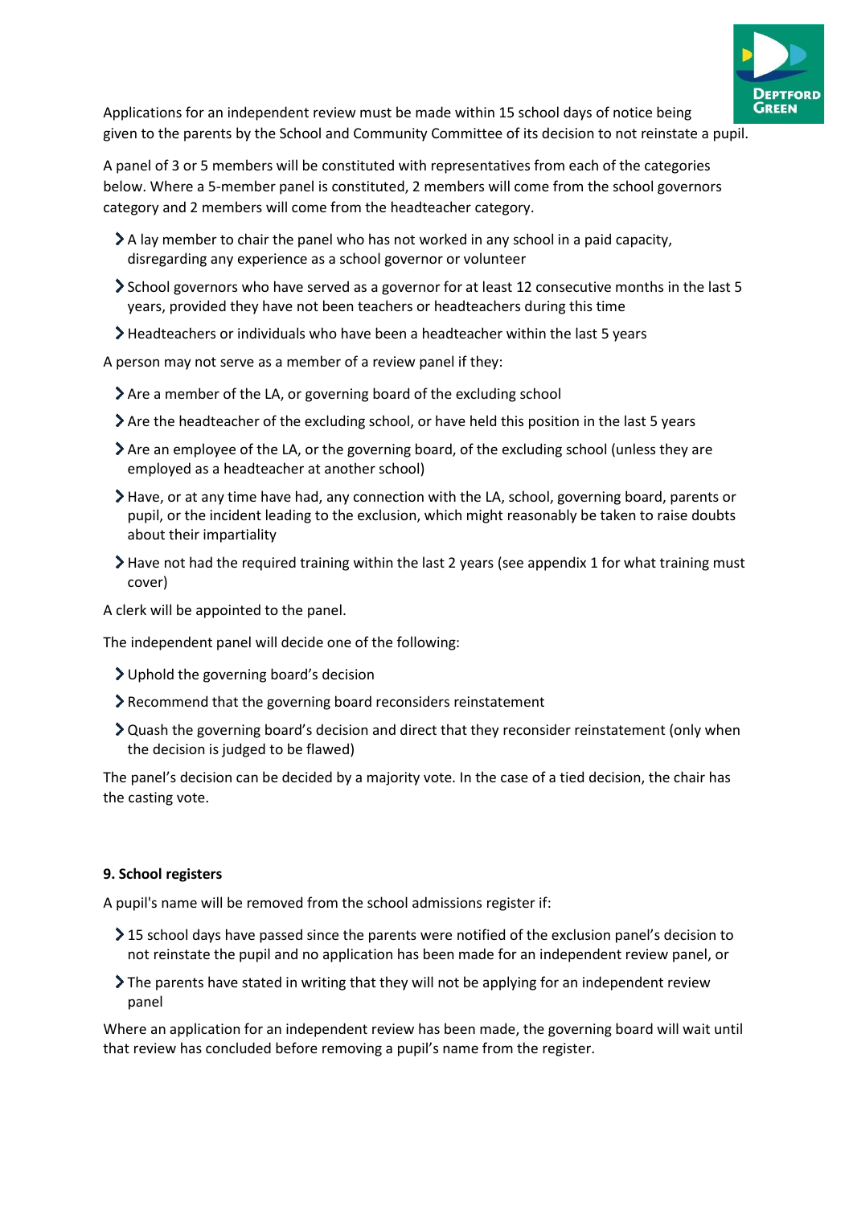Applications for an independent review must be made within 15 school days of notice being given to the parents by the School and Community Committee of its decision to not reinstate a pupil.

A panel of 3 or 5 members will be constituted with representatives from each of the categories below. Where a 5-member panel is constituted, 2 members will come from the school governors category and 2 members will come from the headteacher category.

- A lay member to chair the panel who has not worked in any school in a paid capacity, disregarding any experience as a school governor or volunteer
- School governors who have served as a governor for at least 12 consecutive months in the last 5 years, provided they have not been teachers or headteachers during this time
- Headteachers or individuals who have been a headteacher within the last 5 years

A person may not serve as a member of a review panel if they:

- Are a member of the LA, or governing board of the excluding school
- Are the headteacher of the excluding school, or have held this position in the last 5 years
- Are an employee of the LA, or the governing board, of the excluding school (unless they are employed as a headteacher at another school)
- Have, or at any time have had, any connection with the LA, school, governing board, parents or pupil, or the incident leading to the exclusion, which might reasonably be taken to raise doubts about their impartiality
- Have not had the required training within the last 2 years (see appendix 1 for what training must cover)

A clerk will be appointed to the panel.

The independent panel will decide one of the following:

- Uphold the governing board's decision
- Recommend that the governing board reconsiders reinstatement
- Quash the governing board's decision and direct that they reconsider reinstatement (only when the decision is judged to be flawed)

The panel's decision can be decided by a majority vote. In the case of a tied decision, the chair has the casting vote.

**9. School registers**

A pupil's name will be removed from the school admissions register if:

- 15 school days have passed since the parents were notified of the exclusion panel's decision to not reinstate the pupil and no application has been made for an independent review panel, or
- The parents have stated in writing that they will not be applying for an independent review panel

Where an application for an independent review has been made, the governing board will wait until that review has concluded before removing a pupil's name from the register.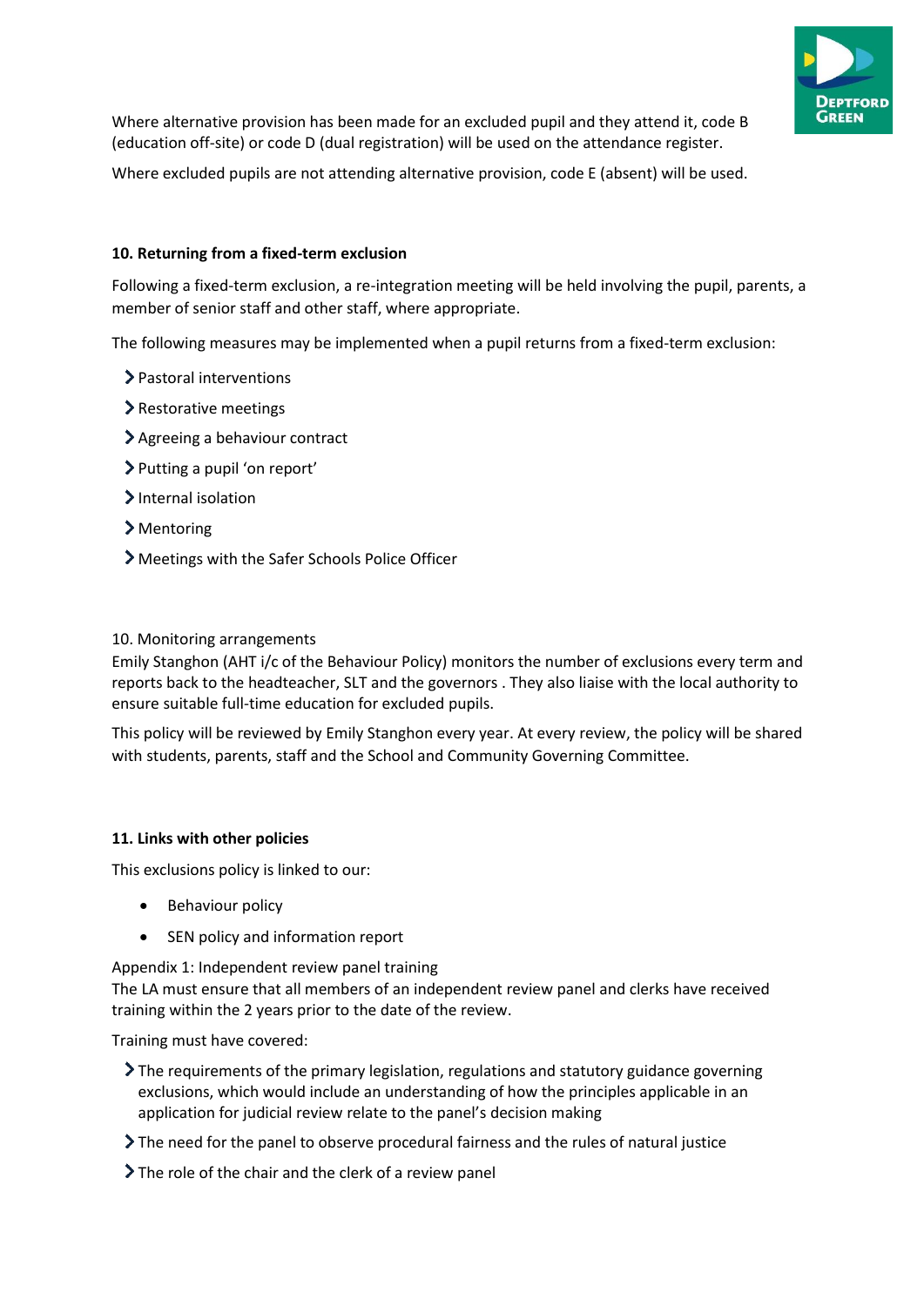Where alternative provision has been made for an excluded pupil and they attend it, code B (education off-site) or code D (dual registration) will be used on the attendance register.

Where excluded pupils are not attending alternative provision, code E (absent) will be used.

**10. Returning from a fixed-term exclusion**

Following a fixed-term exclusion, a re-integration meeting will be held involving the pupil, parents, a member of senior staff and other staff, where appropriate.

The following measures may be implemented when a pupil returns from a fixed-term exclusion:

- Pastoral interventions
- Restorative meetings
- Agreeing a behaviour contract
- Putting a pupil 'on report'
- Internal isolation
- Mentoring
- Meetings with the Safer Schools Police Officer

10. Monitoring arrangements
Emily Stanghon (AHT i/c of the Behaviour Policy) monitors the number of exclusions every term and reports back to the headteacher, SLT and the governors . They also liaise with the local authority to ensure suitable full-time education for excluded pupils.

This policy will be reviewed by Emily Stanghon every year. At every review, the policy will be shared with students, parents, staff and the School and Community Governing Committee.

**11. Links with other policies**

This exclusions policy is linked to our:

- Behaviour policy
- SEN policy and information report

Appendix 1: Independent review panel training
The LA must ensure that all members of an independent review panel and clerks have received training within the 2 years prior to the date of the review.

Training must have covered:

- The requirements of the primary legislation, regulations and statutory guidance governing exclusions, which would include an understanding of how the principles applicable in an application for judicial review relate to the panel's decision making
- The need for the panel to observe procedural fairness and the rules of natural justice
- The role of the chair and the clerk of a review panel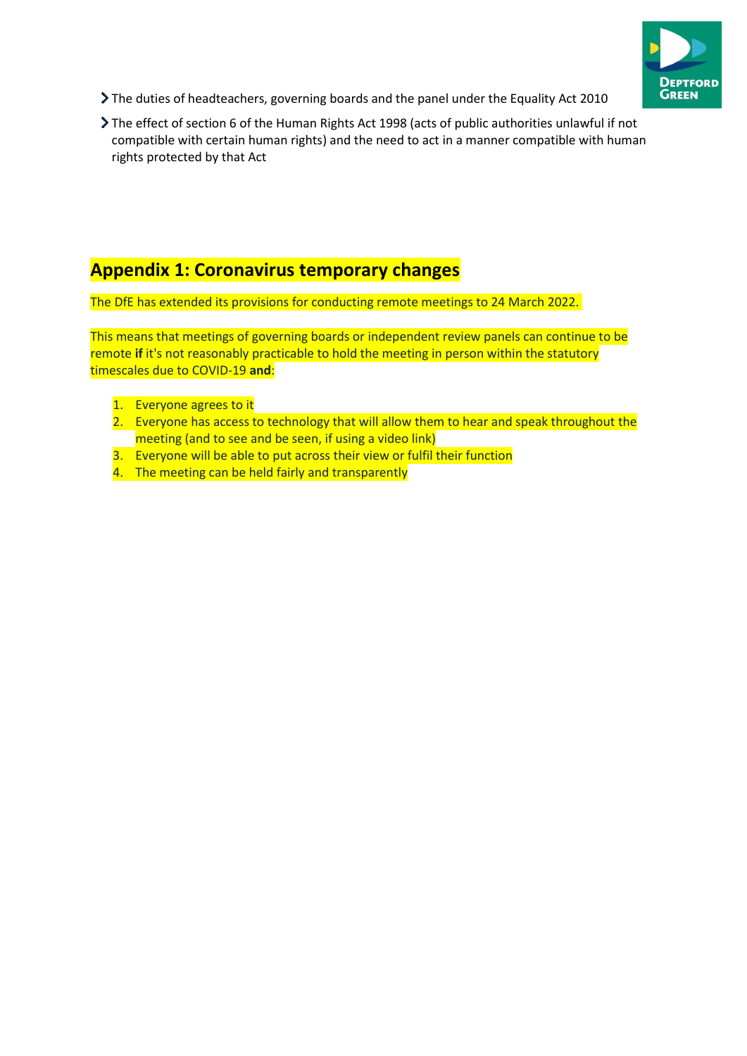- The duties of headteachers, governing boards and the panel under the Equality Act 2010
- The effect of section 6 of the Human Rights Act 1998 (acts of public authorities unlawful if not compatible with certain human rights) and the need to act in a manner compatible with human rights protected by that Act

## Appendix 1: Coronavirus temporary changes

The DfE has extended its provisions for conducting remote meetings to 24 March 2022.

This means that meetings of governing boards or independent review panels can continue to be remote **if** it's not reasonably practicable to hold the meeting in person within the statutory timescales due to COVID-19 **and**:

1. Everyone agrees to it
2. Everyone has access to technology that will allow them to hear and speak throughout the meeting (and to see and be seen, if using a video link)
3. Everyone will be able to put across their view or fulfil their function
4. The meeting can be held fairly and transparently